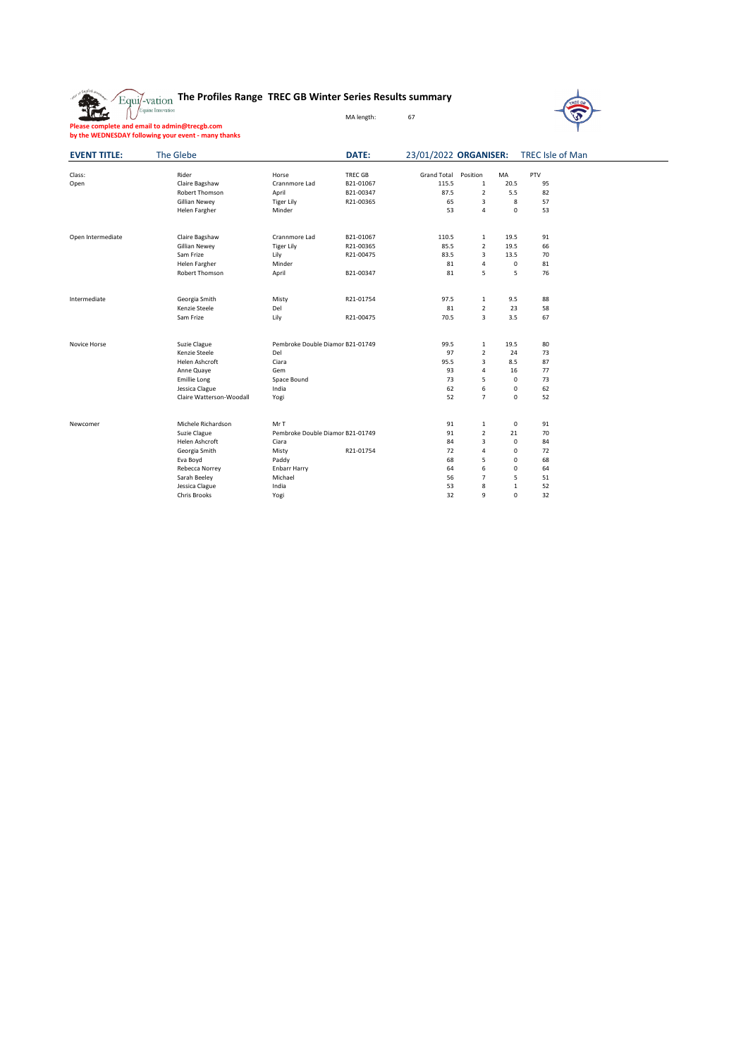# The Profiles Range TREC GB Winter Series Results summary

MA length: 67

**Please complete and email to admin@trecgb.com**
**by the WEDNESDAY following your event - many thanks**

**EVENT TITLE:** The Glebe **DATE:** 23/01/2022 **ORGANISER:** TREC Isle of Man

| Class: | Rider | Horse | TREC GB | Grand Total | Position | MA | PTV |
|---|---|---|---|---|---|---|---|
| Open | Claire Bagshaw | Crannmore Lad | B21-01067 | 115.5 | 1 | 20.5 | 95 |
| | Robert Thomson | April | B21-00347 | 87.5 | 2 | 5.5 | 82 |
| | Gillian Newey | Tiger Lily | R21-00365 | 65 | 3 | 8 | 57 |
| | Helen Fargher | Minder | | 53 | 4 | 0 | 53 |
| Open Intermediate | Claire Bagshaw | Crannmore Lad | B21-01067 | 110.5 | 1 | 19.5 | 91 |
| | Gillian Newey | Tiger Lily | R21-00365 | 85.5 | 2 | 19.5 | 66 |
| | Sam Frize | Lily | R21-00475 | 83.5 | 3 | 13.5 | 70 |
| | Helen Fargher | Minder | | 81 | 4 | 0 | 81 |
| | Robert Thomson | April | B21-00347 | 81 | 5 | 5 | 76 |
| Intermediate | Georgia Smith | Misty | R21-01754 | 97.5 | 1 | 9.5 | 88 |
| | Kenzie Steele | Del | | 81 | 2 | 23 | 58 |
| | Sam Frize | Lily | R21-00475 | 70.5 | 3 | 3.5 | 67 |
| Novice Horse | Suzie Clague | Pembroke Double Diamor | B21-01749 | 99.5 | 1 | 19.5 | 80 |
| | Kenzie Steele | Del | | 97 | 2 | 24 | 73 |
| | Helen Ashcroft | Ciara | | 95.5 | 3 | 8.5 | 87 |
| | Anne Quaye | Gem | | 93 | 4 | 16 | 77 |
| | Emillie Long | Space Bound | | 73 | 5 | 0 | 73 |
| | Jessica Clague | India | | 62 | 6 | 0 | 62 |
| | Claire Watterson-Woodall | Yogi | | 52 | 7 | 0 | 52 |
| Newcomer | Michele Richardson | Mr T | | 91 | 1 | 0 | 91 |
| | Suzie Clague | Pembroke Double Diamor | B21-01749 | 91 | 2 | 21 | 70 |
| | Helen Ashcroft | Ciara | | 84 | 3 | 0 | 84 |
| | Georgia Smith | Misty | R21-01754 | 72 | 4 | 0 | 72 |
| | Eva Boyd | Paddy | | 68 | 5 | 0 | 68 |
| | Rebecca Norrey | Enbarr Harry | | 64 | 6 | 0 | 64 |
| | Sarah Beeley | Michael | | 56 | 7 | 5 | 51 |
| | Jessica Clague | India | | 53 | 8 | 1 | 52 |
| | Chris Brooks | Yogi | | 32 | 9 | 0 | 32 |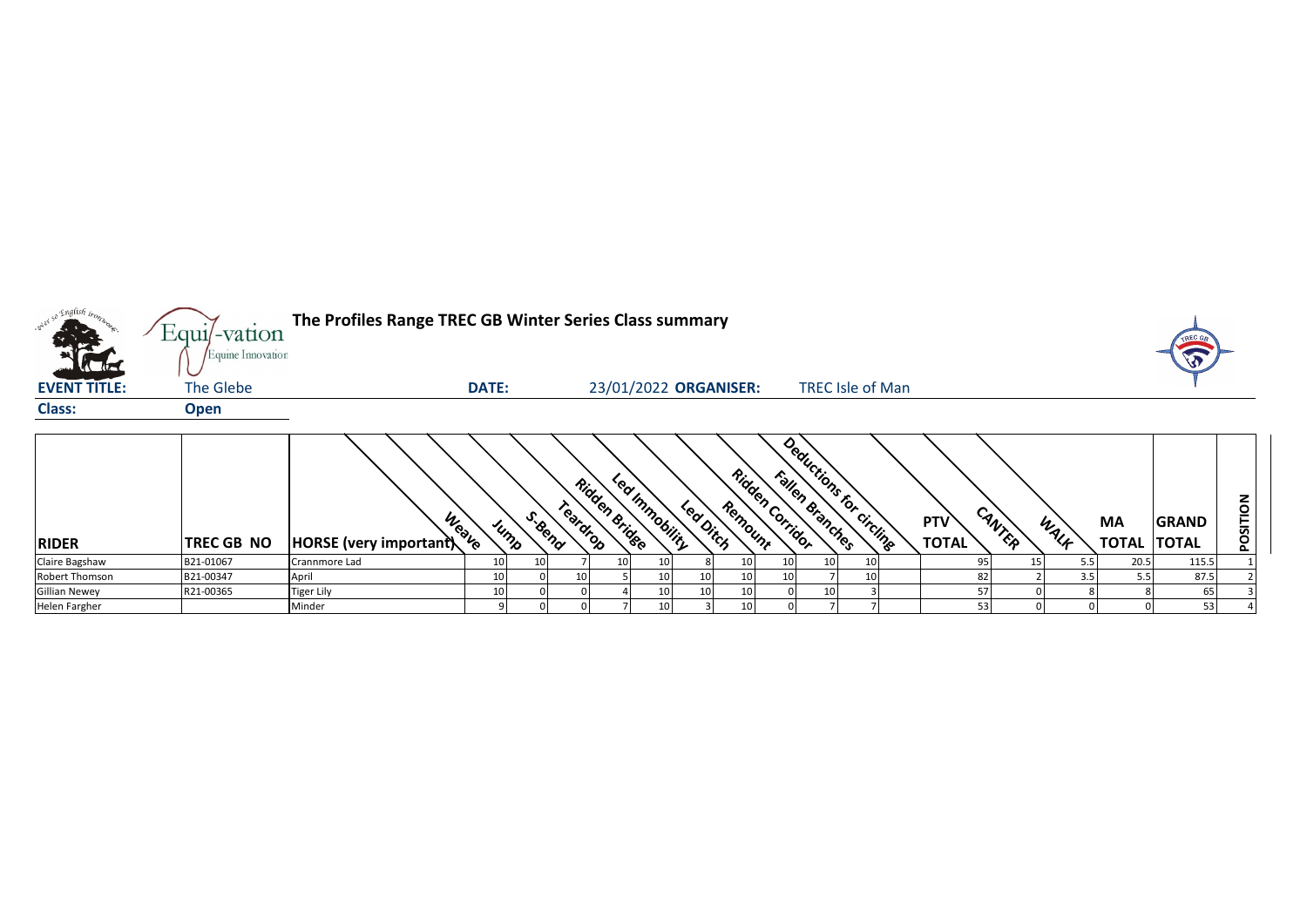**The Profiles Range TREC GB Winter Series Class summary**

**EVENT TITLE:** The Glebe **DATE:** 23/01/2022 **ORGANISER:** TREC Isle of Man

**Class:** **Open**

| RIDER | TREC GB NO | HORSE (very important) | Weave | Jump | S-Bend | Teardrop | Ridden Bridge | Led Immobility | Led Ditch | Remount | Ridden Corridor | Fallen Branches | Deductions for circling | PTV TOTAL | CANTER | WALK | MA TOTAL | GRAND TOTAL | POSITION |
|---|---|---|---|---|---|---|---|---|---|---|---|---|---|---|---|---|---|---|---|
| Claire Bagshaw | B21-01067 | Crannmore Lad | 10 | 10 | 7 | 10 | 10 | 8 | 10 | 10 | 10 | 10 | | 95 | 15 | 5.5 | 20.5 | 115.5 | 1 |
| Robert Thomson | B21-00347 | April | 10 | 0 | 10 | 5 | 10 | 10 | 10 | 10 | 7 | 10 | | 82 | 2 | 3.5 | 5.5 | 87.5 | 2 |
| Gillian Newey | R21-00365 | Tiger Lily | 10 | 0 | 0 | 4 | 10 | 10 | 10 | 0 | 10 | 3 | | 57 | 0 | 8 | 8 | 65 | 3 |
| Helen Fargher | | Minder | 9 | 0 | 0 | 7 | 10 | 3 | 10 | 0 | 7 | 7 | | 53 | 0 | 0 | 0 | 53 | 4 |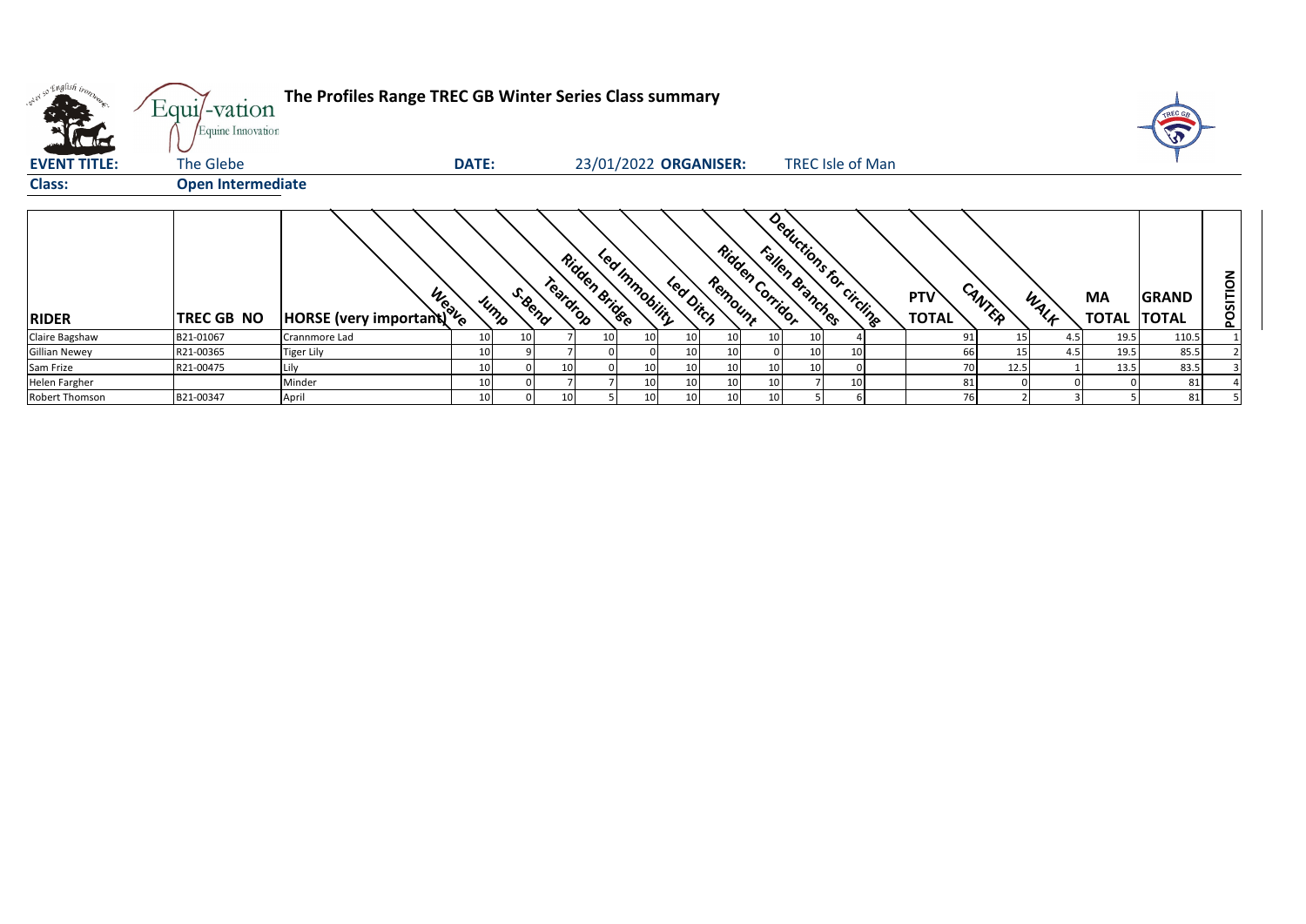# The Profiles Range TREC GB Winter Series Class summary

**EVENT TITLE:** The Glebe **DATE:** 23/01/2022 **ORGANISER:** TREC Isle of Man

**Class:** Open Intermediate

| RIDER | TREC GB NO | HORSE (very important) | Weave | Jump | S-Bend | Teardrop | Ridden Bridge | Led Immobility | Led Ditch | Remount | Ridden Corridor | Fallen Branches | Deductions for circling | PTV TOTAL | CANTER | WALK | MA TOTAL | GRAND TOTAL | POSITION |
|---|---|---|---|---|---|---|---|---|---|---|---|---|---|---|---|---|---|---|---|
| Claire Bagshaw | B21-01067 | Crannmore Lad | 10 | 10 | 7 | 10 | 10 | 10 | 10 | 10 | 10 | 4 | | 91 | 15 | 4.5 | 19.5 | 110.5 | 1 |
| Gillian Newey | R21-00365 | Tiger Lily | 10 | 9 | 7 | 0 | 0 | 10 | 10 | 0 | 10 | 10 | | 66 | 15 | 4.5 | 19.5 | 85.5 | 2 |
| Sam Frize | R21-00475 | Lily | 10 | 0 | 10 | 0 | 10 | 10 | 10 | 10 | 10 | 0 | | 70 | 12.5 | 1 | 13.5 | 83.5 | 3 |
| Helen Fargher | | Minder | 10 | 0 | 7 | 7 | 10 | 10 | 10 | 10 | 7 | 10 | | 81 | 0 | 0 | 0 | 81 | 4 |
| Robert Thomson | B21-00347 | April | 10 | 0 | 10 | 5 | 10 | 10 | 10 | 10 | 5 | 6 | | 76 | 2 | 3 | 5 | 81 | 5 |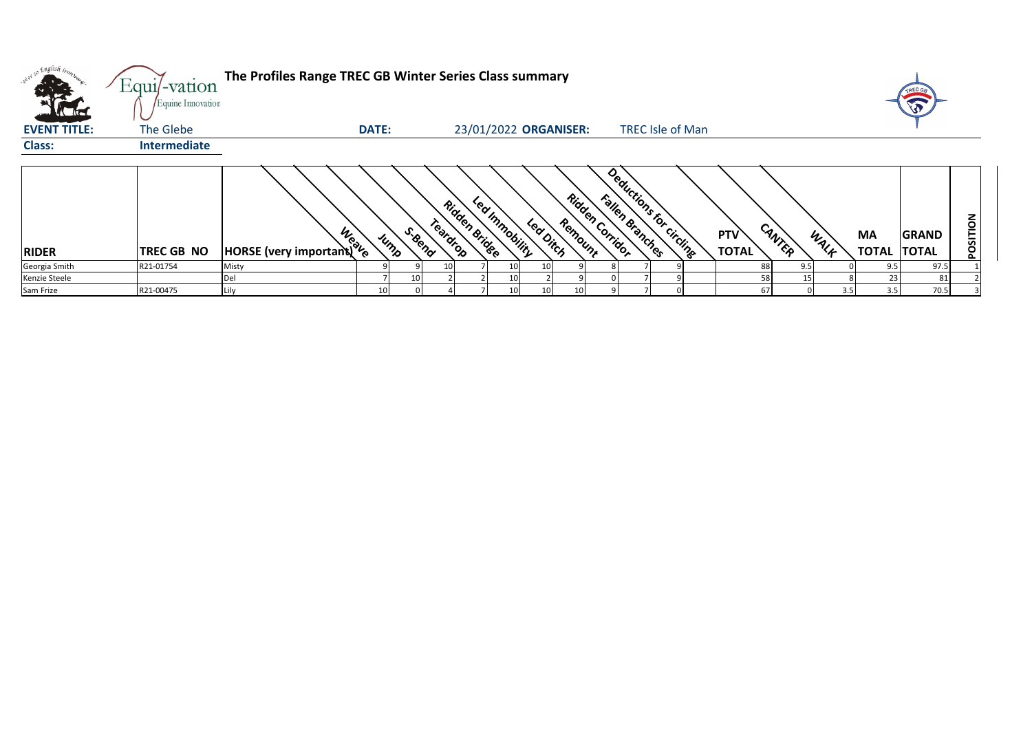**The Profiles Range TREC GB Winter Series Class summary**

**EVENT TITLE:** The Glebe **DATE:** 23/01/2022 **ORGANISER:** TREC Isle of Man

**Class:** **Intermediate**

| RIDER | TREC GB NO | HORSE (very important) | Weave | Jump | S-Bend | Teardrop | Ridden Bridge | Led Immobility | Led Ditch | Remount | Ridden Corridor | Fallen Branches | Deductions for circling | PTV TOTAL | CANTER | WALK | MA TOTAL | GRAND TOTAL | POSITION |
|---|---|---|---|---|---|---|---|---|---|---|---|---|---|---|---|---|---|---|---|
| Georgia Smith | R21-01754 | Misty | 9 | 9 | 10 | 7 | 10 | 10 | 9 | 8 | 7 | 9 | | 88 | 9.5 | 0 | 9.5 | 97.5 | 1 |
| Kenzie Steele | | Del | 7 | 10 | 2 | 2 | 10 | 2 | 9 | 0 | 7 | 9 | | 58 | 15 | 8 | 23 | 81 | 2 |
| Sam Frize | R21-00475 | Lily | 10 | 0 | 4 | 7 | 10 | 10 | 10 | 9 | 7 | 0 | | 67 | 0 | 3.5 | 3.5 | 70.5 | 3 |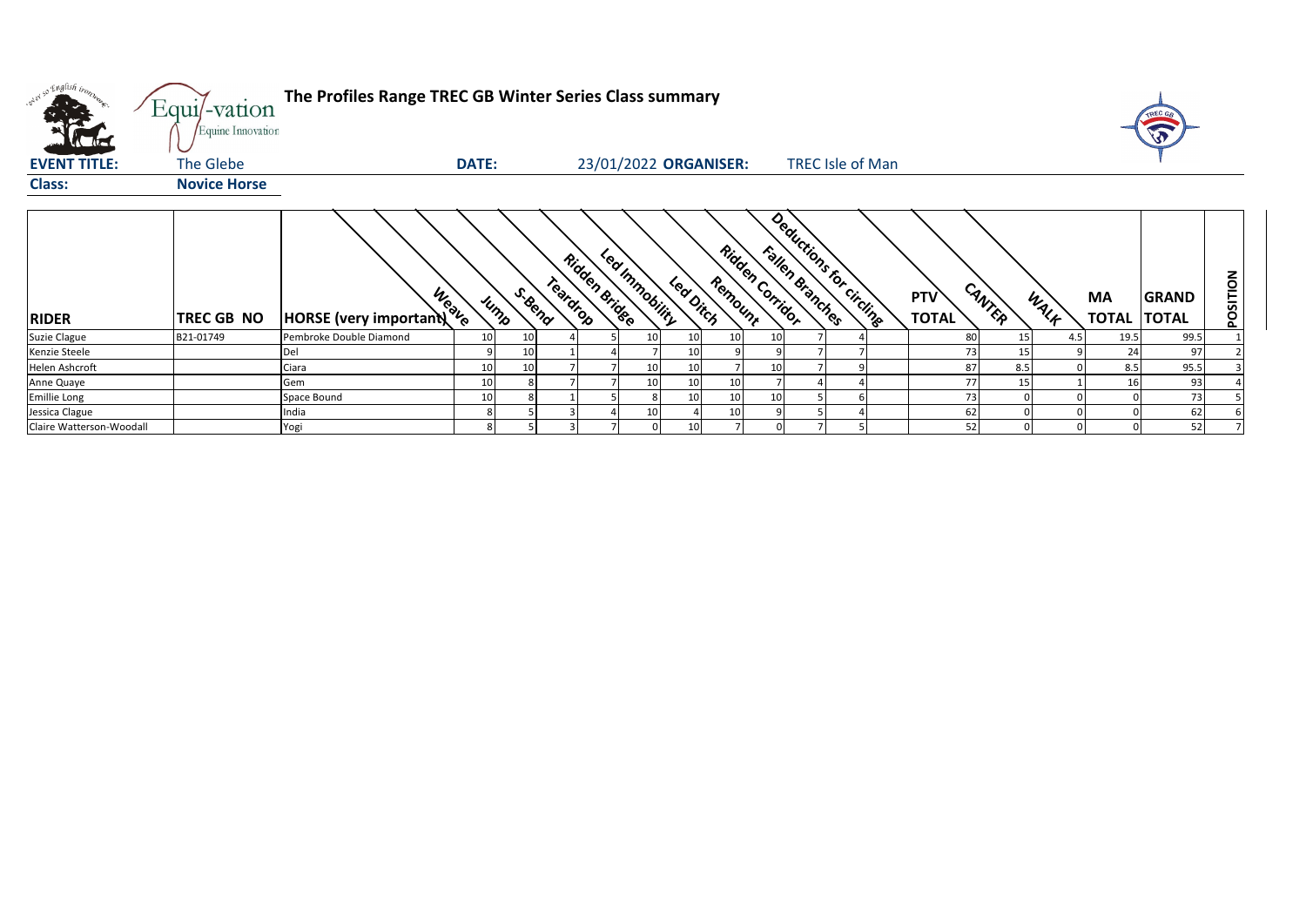# The Profiles Range TREC GB Winter Series Class summary

**EVENT TITLE:** The Glebe **DATE:** 23/01/2022 **ORGANISER:** TREC Isle of Man

**Class:** **Novice Horse**

| RIDER | TREC GB NO | HORSE (very important) | Weave | Jump | S-Bend | Teardrop | Ridden Bridge | Led Immobility | Led Ditch | Remount | Ridden Corridor | Fallen Branches | Deductions for circling | PTV TOTAL | CANTER | WALK | MA TOTAL | GRAND TOTAL | POSITION |
|---|---|---|---|---|---|---|---|---|---|---|---|---|---|---|---|---|---|---|---|
| Suzie Clague | B21-01749 | Pembroke Double Diamond | 10 | 10 | 4 | 5 | 10 | 10 | 10 | 10 | 7 | 4 | | 80 | 15 | 4.5 | 19.5 | 99.5 | 1 |
| Kenzie Steele | | Del | 9 | 10 | 1 | 4 | 7 | 10 | 9 | 9 | 7 | 7 | | 73 | 15 | 9 | 24 | 97 | 2 |
| Helen Ashcroft | | Ciara | 10 | 10 | 7 | 7 | 10 | 10 | 7 | 10 | 7 | 9 | | 87 | 8.5 | 0 | 8.5 | 95.5 | 3 |
| Anne Quaye | | Gem | 10 | 8 | 7 | 7 | 10 | 10 | 10 | 7 | 4 | 4 | | 77 | 15 | 1 | 16 | 93 | 4 |
| Emillie Long | | Space Bound | 10 | 8 | 1 | 5 | 8 | 10 | 10 | 10 | 5 | 6 | | 73 | 0 | 0 | 0 | 73 | 5 |
| Jessica Clague | | India | 8 | 5 | 3 | 4 | 10 | 4 | 10 | 9 | 5 | 4 | | 62 | 0 | 0 | 0 | 62 | 6 |
| Claire Watterson-Woodall | | Yogi | 8 | 5 | 3 | 7 | 0 | 10 | 7 | 0 | 7 | 5 | | 52 | 0 | 0 | 0 | 52 | 7 |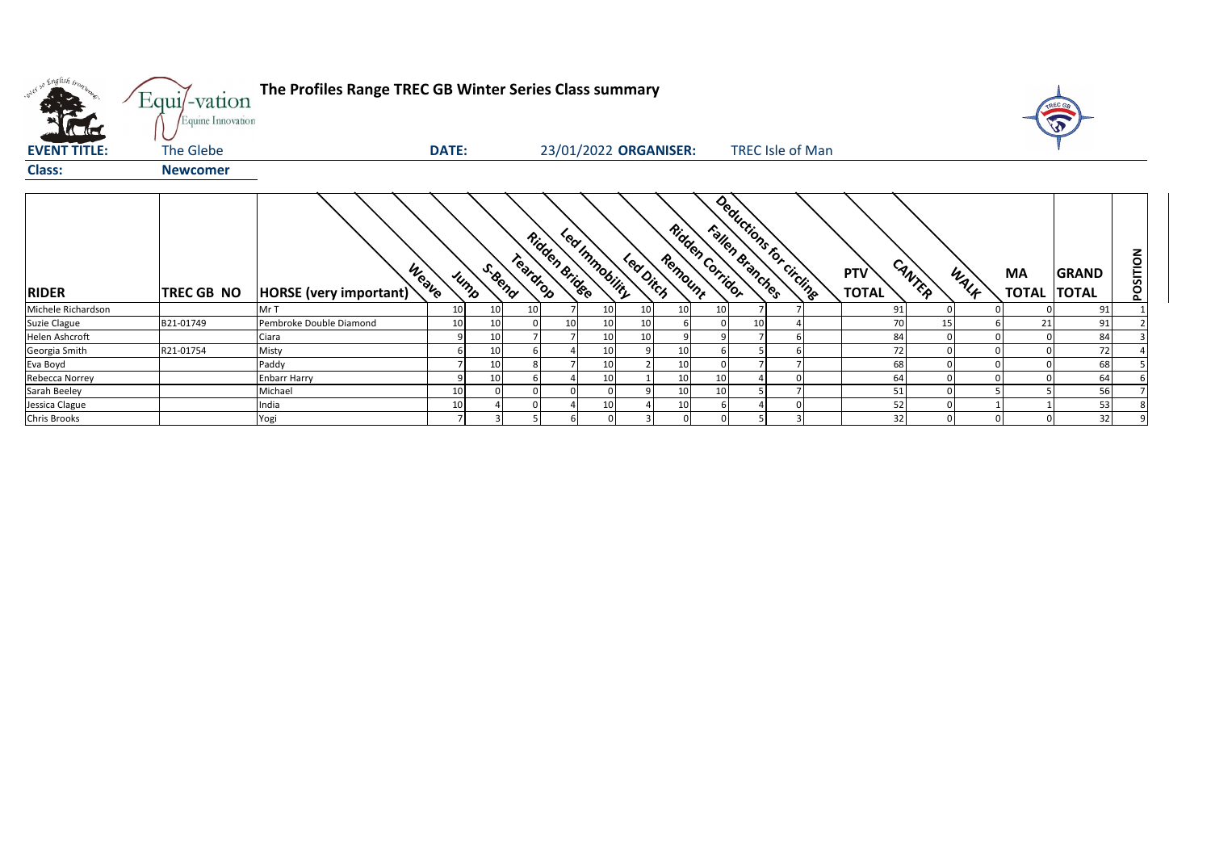# The Profiles Range TREC GB Winter Series Class summary

**EVENT TITLE:** The Glebe **DATE:** 23/01/2022 **ORGANISER:** TREC Isle of Man

**Class:** **Newcomer**

| RIDER | TREC GB NO | HORSE (very important) | Weave | Jump | S-Bend | Teardrop | Ridden Bridge | Led Immobility | Led Ditch | Remount | Ridden Corridor | Fallen Branches | Deductions for circling | PTV TOTAL | CANTER | WALK | MA TOTAL | GRAND TOTAL | POSITION |
|---|---|---|---|---|---|---|---|---|---|---|---|---|---|---|---|---|---|---|---|
| Michele Richardson | | Mr T | 10 | 10 | 10 | 7 | 10 | 10 | 10 | 10 | 7 | 7 | | 91 | 0 | 0 | 0 | 91 | 1 |
| Suzie Clague | B21-01749 | Pembroke Double Diamond | 10 | 10 | 0 | 10 | 10 | 10 | 6 | 0 | 10 | 4 | | 70 | 15 | 6 | 21 | 91 | 2 |
| Helen Ashcroft | | Ciara | 9 | 10 | 7 | 7 | 10 | 10 | 9 | 9 | 7 | 6 | | 84 | 0 | 0 | 0 | 84 | 3 |
| Georgia Smith | R21-01754 | Misty | 6 | 10 | 6 | 4 | 10 | 9 | 10 | 6 | 5 | 6 | | 72 | 0 | 0 | 0 | 72 | 4 |
| Eva Boyd | | Paddy | 7 | 10 | 8 | 7 | 10 | 2 | 10 | 0 | 7 | 7 | | 68 | 0 | 0 | 0 | 68 | 5 |
| Rebecca Norrey | | Enbarr Harry | 9 | 10 | 6 | 4 | 10 | 1 | 10 | 10 | 4 | 0 | | 64 | 0 | 0 | 0 | 64 | 6 |
| Sarah Beeley | | Michael | 10 | 0 | 0 | 0 | 0 | 9 | 10 | 10 | 5 | 7 | | 51 | 0 | 5 | 5 | 56 | 7 |
| Jessica Clague | | India | 10 | 4 | 0 | 4 | 10 | 4 | 10 | 6 | 4 | 0 | | 52 | 0 | 1 | 1 | 53 | 8 |
| Chris Brooks | | Yogi | 7 | 3 | 5 | 6 | 0 | 3 | 0 | 0 | 5 | 3 | | 32 | 0 | 0 | 0 | 32 | 9 |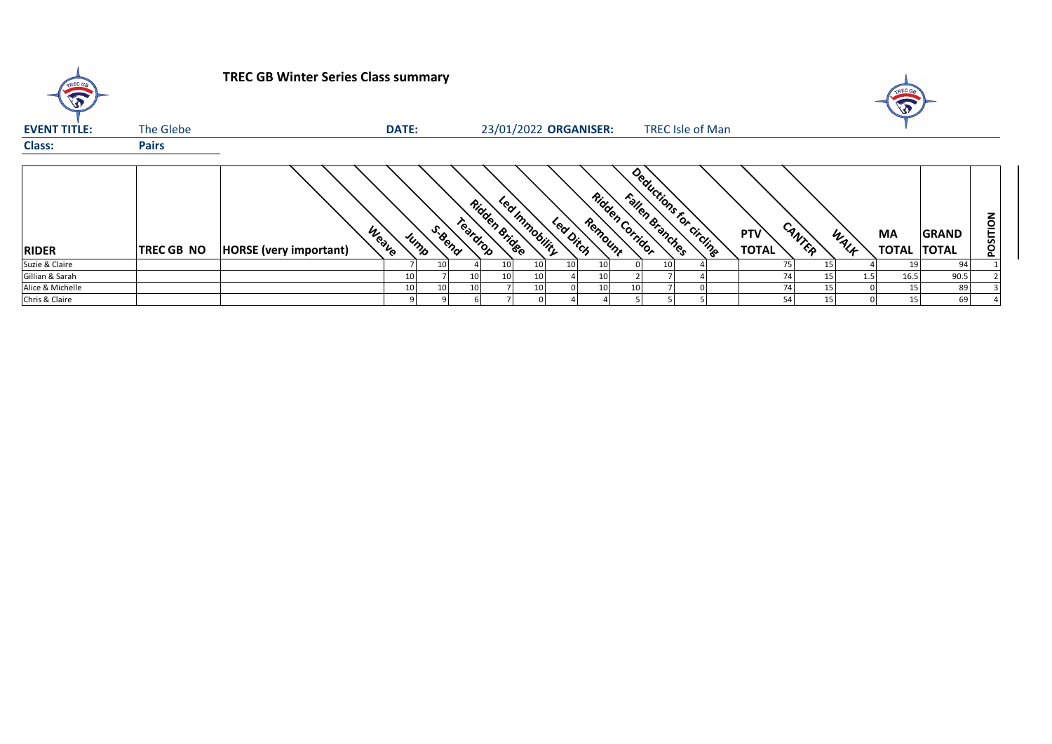# TREC GB Winter Series Class summary

**EVENT TITLE:** The Glebe **DATE:** 23/01/2022 **ORGANISER:** TREC Isle of Man

**Class:** **Pairs**

| RIDER | TREC GB NO | HORSE (very important) | Weave | Jump | S-Bend | Teardrop | Ridden Bridge | Led Immobility | Led Ditch | Remount | Ridden Corridor | Fallen Branches | Deductions for circling | PTV TOTAL | CANTER | WALK | MA TOTAL | GRAND TOTAL | POSITION |
|---|---|---|---|---|---|---|---|---|---|---|---|---|---|---|---|---|---|---|---|
| Suzie & Claire | | | 7 | 10 | 4 | 10 | 10 | 10 | 10 | 0 | 10 | 4 | | 75 | 15 | 4 | 19 | 94 | 1 |
| Gillian & Sarah | | | 10 | 7 | 10 | 10 | 10 | 4 | 10 | 2 | 7 | 4 | | 74 | 15 | 1.5 | 16.5 | 90.5 | 2 |
| Alice & Michelle | | | 10 | 10 | 10 | 7 | 10 | 0 | 10 | 10 | 7 | 0 | | 74 | 15 | 0 | 15 | 89 | 3 |
| Chris & Claire | | | 9 | 9 | 6 | 7 | 0 | 4 | 4 | 5 | 5 | 5 | | 54 | 15 | 0 | 15 | 69 | 4 |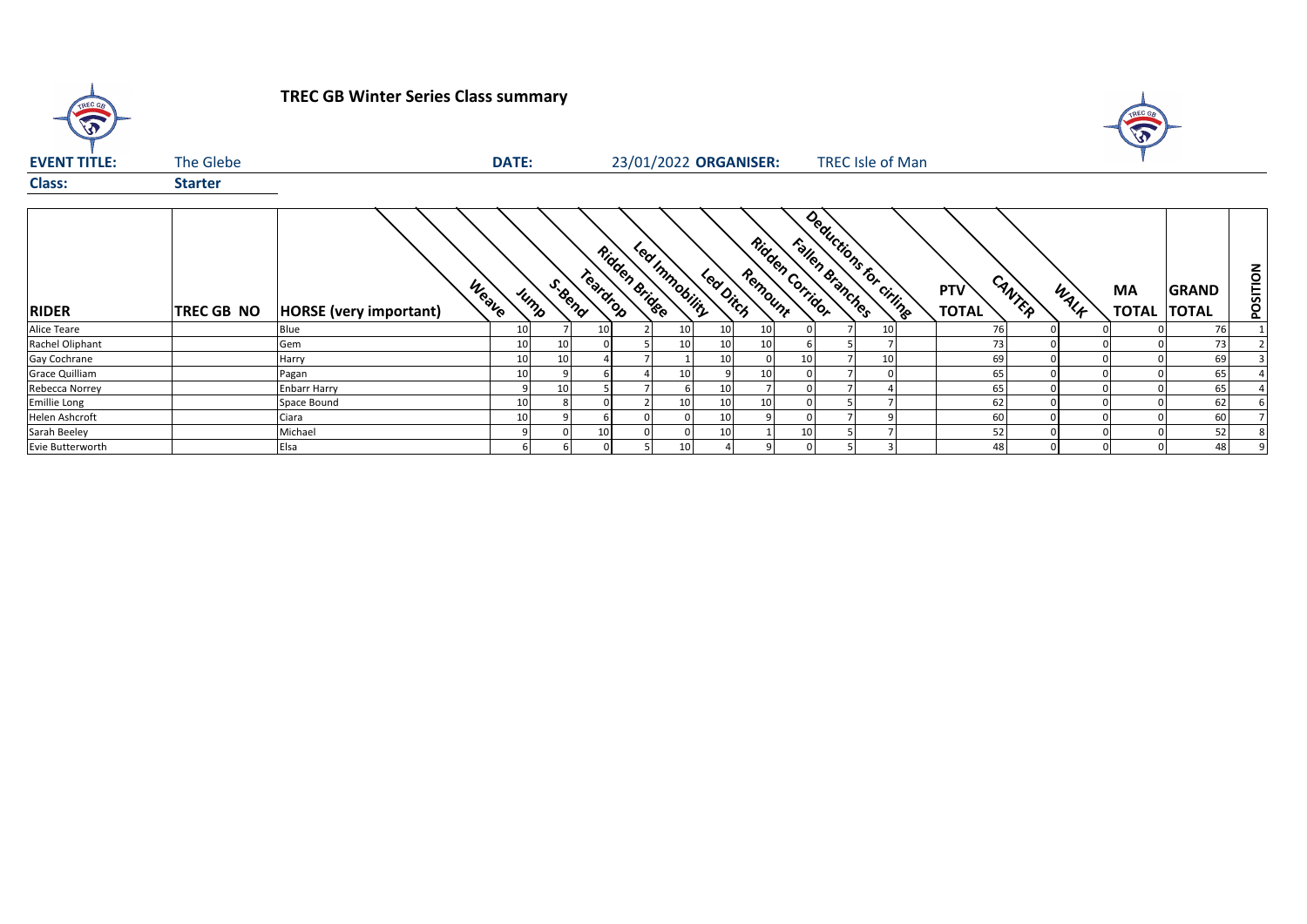# TREC GB Winter Series Class summary

**EVENT TITLE:** The Glebe **DATE:** 23/01/2022 **ORGANISER:** TREC Isle of Man

**Class:** **Starter**

| RIDER | TREC GB NO | HORSE (very important) | Weave | Jump | S-Bend | Teardrop | Ridden Bridge | Led Immobility | Led Ditch | Remount | Ridden Corridor | Fallen Branches | Deductions for circling | PTV TOTAL | CANTER | WALK | MA TOTAL | GRAND TOTAL | POSITION |
|---|---|---|---|---|---|---|---|---|---|---|---|---|---|---|---|---|---|---|---|
| Alice Teare | | Blue | 10 | 7 | 10 | 2 | 10 | 10 | 10 | 0 | 7 | 10 | | 76 | 0 | 0 | 0 | 76 | 1 |
| Rachel Oliphant | | Gem | 10 | 10 | 0 | 5 | 10 | 10 | 10 | 6 | 5 | 7 | | 73 | 0 | 0 | 0 | 73 | 2 |
| Gay Cochrane | | Harry | 10 | 10 | 4 | 7 | 1 | 10 | 0 | 10 | 7 | 10 | | 69 | 0 | 0 | 0 | 69 | 3 |
| Grace Quilliam | | Pagan | 10 | 9 | 6 | 4 | 10 | 9 | 10 | 0 | 7 | 0 | | 65 | 0 | 0 | 0 | 65 | 4 |
| Rebecca Norrey | | Enbarr Harry | 9 | 10 | 5 | 7 | 6 | 10 | 7 | 0 | 7 | 4 | | 65 | 0 | 0 | 0 | 65 | 4 |
| Emillie Long | | Space Bound | 10 | 8 | 0 | 2 | 10 | 10 | 10 | 0 | 5 | 7 | | 62 | 0 | 0 | 0 | 62 | 6 |
| Helen Ashcroft | | Ciara | 10 | 9 | 6 | 0 | 0 | 10 | 9 | 0 | 7 | 9 | | 60 | 0 | 0 | 0 | 60 | 7 |
| Sarah Beeley | | Michael | 9 | 0 | 10 | 0 | 0 | 10 | 1 | 10 | 5 | 7 | | 52 | 0 | 0 | 0 | 52 | 8 |
| Evie Butterworth | | Elsa | 6 | 6 | 0 | 5 | 10 | 4 | 9 | 0 | 5 | 3 | | 48 | 0 | 0 | 0 | 48 | 9 |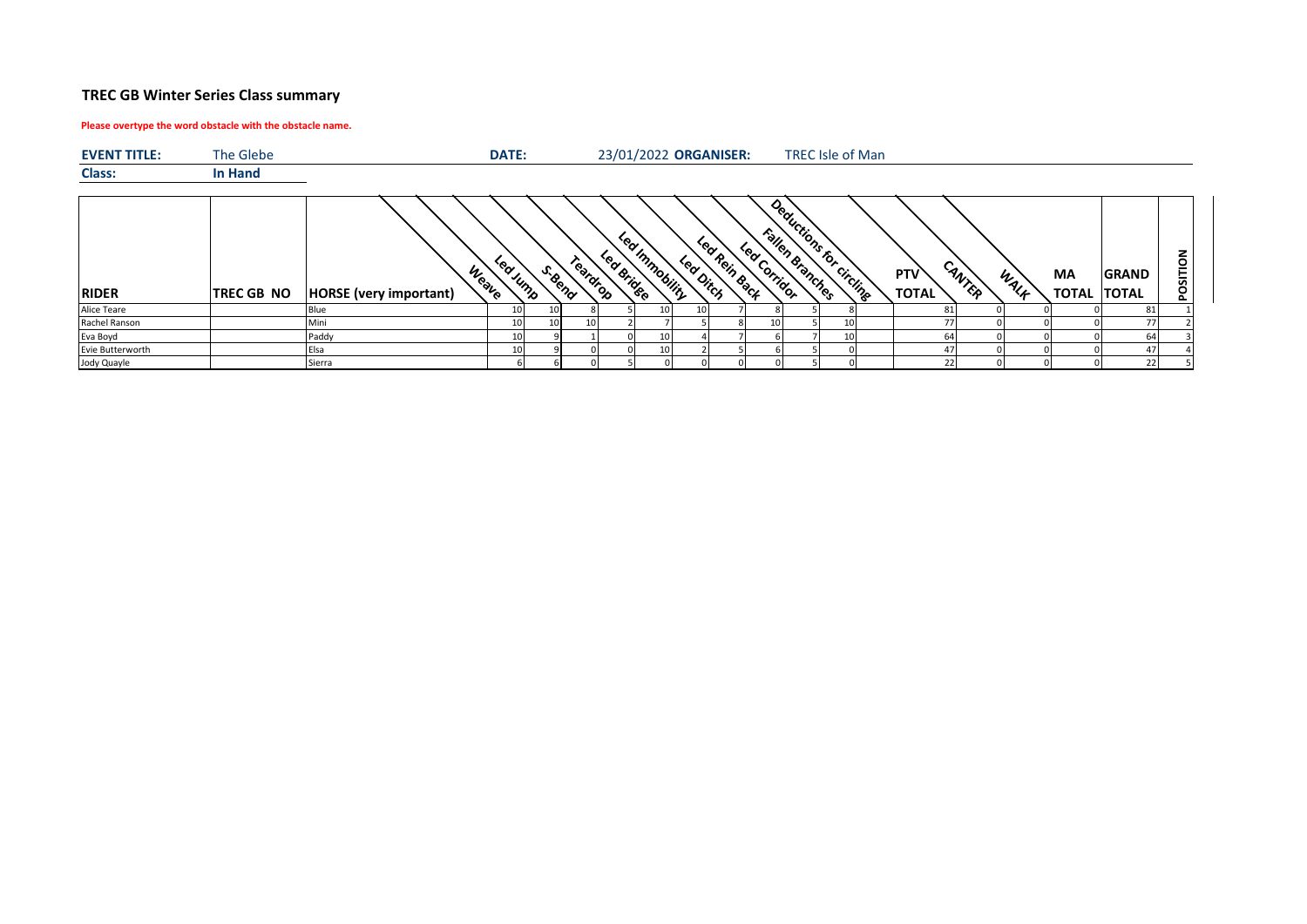## TREC GB Winter Series Class summary

**Please overtype the word obstacle with the obstacle name.**

**EVENT TITLE:** The Glebe **DATE:** 23/01/2022 **ORGANISER:** TREC Isle of Man

**Class:** In Hand

| RIDER | TREC GB NO | HORSE (very important) | Weave | Led Jump | S-Bend | Teardrop | Led Bridge | Led Immobility | Led Ditch | Led Rein Back | Led Corridor | Fallen Branches | Deductions for circling | PTV TOTAL | CANTER | WALK | MA TOTAL | GRAND TOTAL | POSITION |
|---|---|---|---|---|---|---|---|---|---|---|---|---|---|---|---|---|---|---|---|
| Alice Teare | | Blue | 10 | 10 | 8 | 5 | 10 | 10 | 7 | 8 | 5 | 8 | | 81 | 0 | 0 | 0 | 81 | 1 |
| Rachel Ranson | | Mini | 10 | 10 | 10 | 2 | 7 | 5 | 8 | 10 | 5 | 10 | | 77 | 0 | 0 | 0 | 77 | 2 |
| Eva Boyd | | Paddy | 10 | 9 | 1 | 0 | 10 | 4 | 7 | 6 | 7 | 10 | | 64 | 0 | 0 | 0 | 64 | 3 |
| Evie Butterworth | | Elsa | 10 | 9 | 0 | 0 | 10 | 2 | 5 | 6 | 5 | 0 | | 47 | 0 | 0 | 0 | 47 | 4 |
| Jody Quayle | | Sierra | 6 | 6 | 0 | 5 | 0 | 0 | 0 | 0 | 5 | 0 | | 22 | 0 | 0 | 0 | 22 | 5 |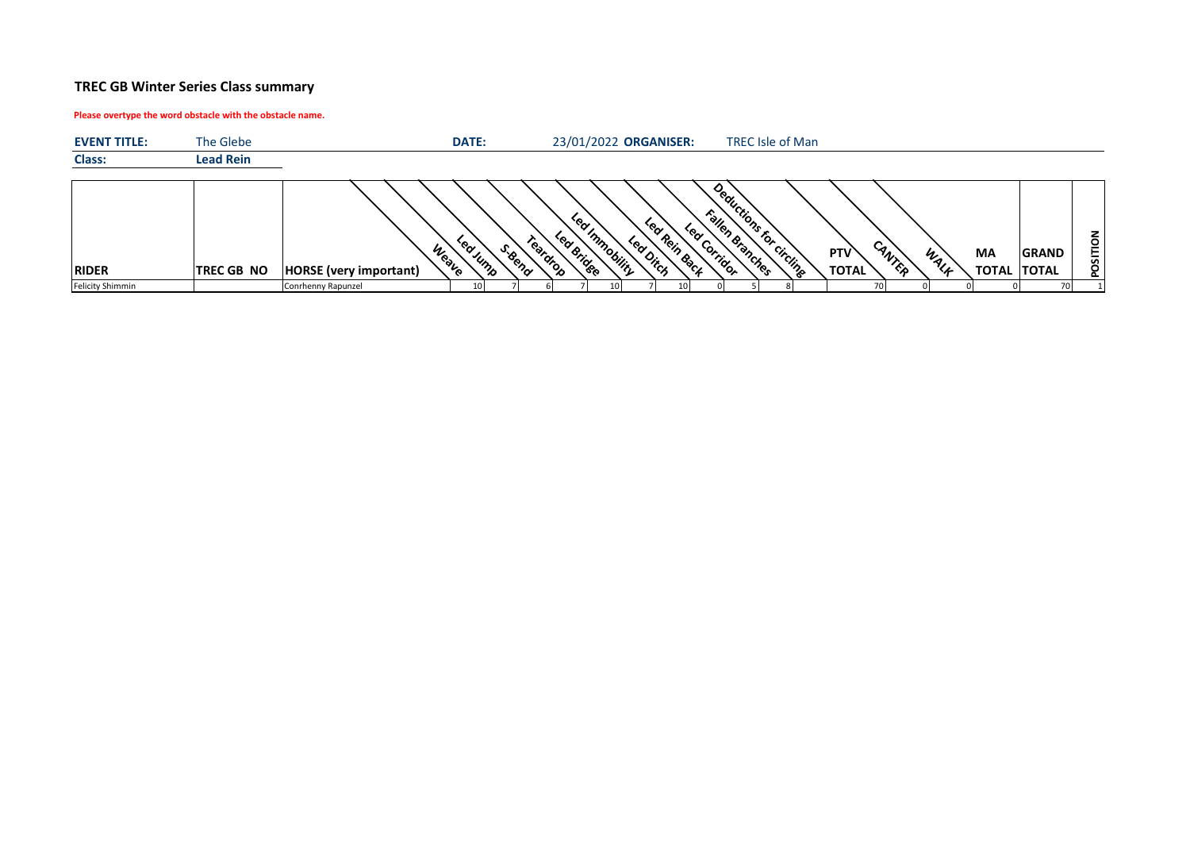**TREC GB Winter Series Class summary**

**Please overtype the word obstacle with the obstacle name.**

| **EVENT TITLE:** | The Glebe | **DATE:** | 23/01/2022 | **ORGANISER:** | TREC Isle of Man |
|---|---|---|---|---|---|
| **Class:** | **Lead Rein** | | | | |

| **RIDER** | **TREC GB NO** | **HORSE (very important)** | Weave | Led Jump | S-Bend | Teardrop | Led Bridge | Led Immobility | Led Ditch | Led Rein Back | Led Corridor | Fallen Branches | Deductions for circling | **PTV TOTAL** | CANTER | WALK | **MA TOTAL** | **GRAND TOTAL** | **POSITION** |
|---|---|---|---|---|---|---|---|---|---|---|---|---|---|---|---|---|---|---|---|
| Felicity Shimmin | | Conrhenny Rapunzel | 10 | 7 | 6 | 7 | 10 | 7 | 10 | 0 | 5 | 8 | | 70 | 0 | 0 | 0 | 70 | 1 |